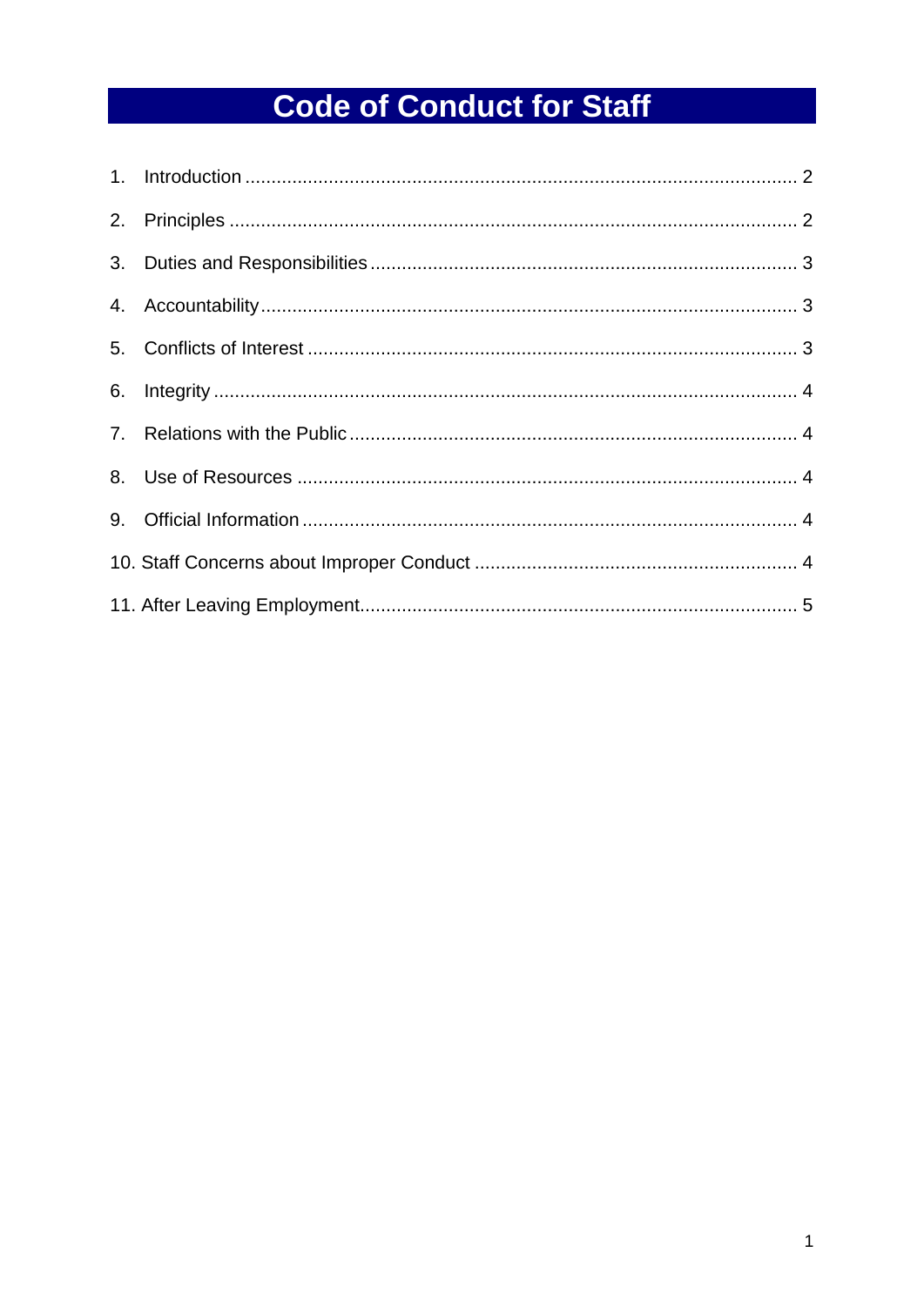# Code of Conduct for Staff

1. Introduction ........................................................................................................ 2
2. Principles .......................................................................................................... 2
3. Duties and Responsibilities ................................................................................ 3
4. Accountability .................................................................................................... 3
5. Conflicts of Interest ............................................................................................ 3
6. Integrity .............................................................................................................. 4
7. Relations with the Public .................................................................................... 4
8. Use of Resources .............................................................................................. 4
9. Official Information ............................................................................................. 4
10. Staff Concerns about Improper Conduct ............................................................ 4
11. After Leaving Employment.................................................................................. 5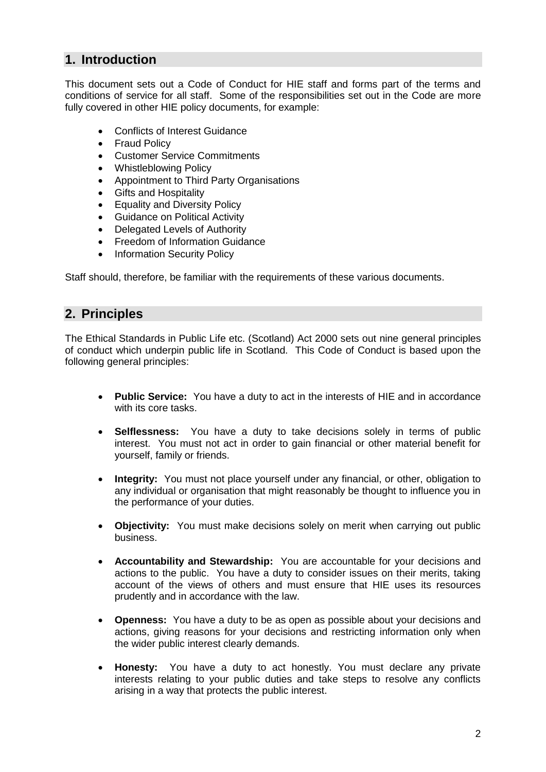## 1. Introduction

This document sets out a Code of Conduct for HIE staff and forms part of the terms and conditions of service for all staff. Some of the responsibilities set out in the Code are more fully covered in other HIE policy documents, for example:

- Conflicts of Interest Guidance
- Fraud Policy
- Customer Service Commitments
- Whistleblowing Policy
- Appointment to Third Party Organisations
- Gifts and Hospitality
- Equality and Diversity Policy
- Guidance on Political Activity
- Delegated Levels of Authority
- Freedom of Information Guidance
- Information Security Policy

Staff should, therefore, be familiar with the requirements of these various documents.

## 2. Principles

The Ethical Standards in Public Life etc. (Scotland) Act 2000 sets out nine general principles of conduct which underpin public life in Scotland. This Code of Conduct is based upon the following general principles:

- **Public Service:** You have a duty to act in the interests of HIE and in accordance with its core tasks.
- **Selflessness:** You have a duty to take decisions solely in terms of public interest. You must not act in order to gain financial or other material benefit for yourself, family or friends.
- **Integrity:** You must not place yourself under any financial, or other, obligation to any individual or organisation that might reasonably be thought to influence you in the performance of your duties.
- **Objectivity:** You must make decisions solely on merit when carrying out public business.
- **Accountability and Stewardship:** You are accountable for your decisions and actions to the public. You have a duty to consider issues on their merits, taking account of the views of others and must ensure that HIE uses its resources prudently and in accordance with the law.
- **Openness:** You have a duty to be as open as possible about your decisions and actions, giving reasons for your decisions and restricting information only when the wider public interest clearly demands.
- **Honesty:** You have a duty to act honestly. You must declare any private interests relating to your public duties and take steps to resolve any conflicts arising in a way that protects the public interest.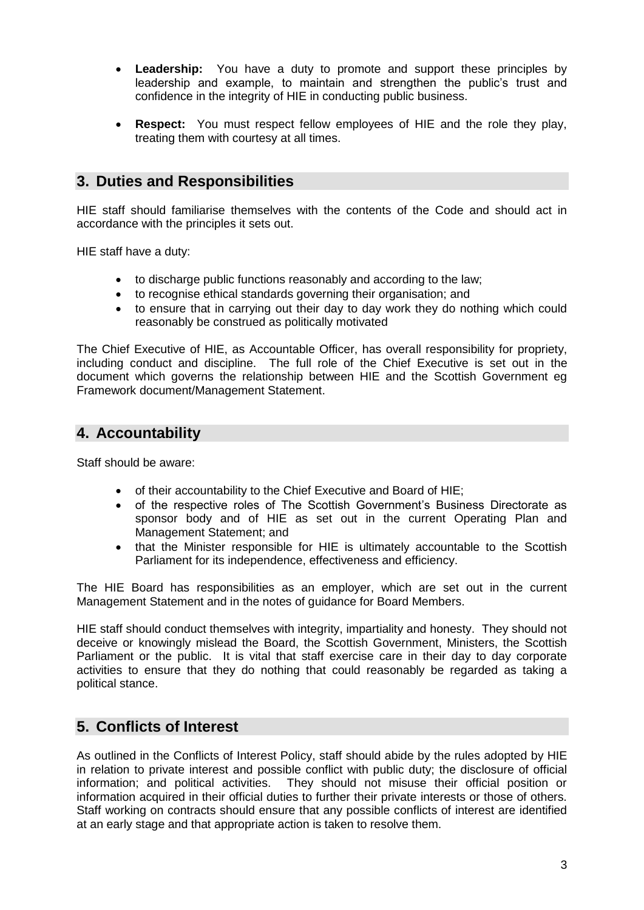- **Leadership:** You have a duty to promote and support these principles by leadership and example, to maintain and strengthen the public's trust and confidence in the integrity of HIE in conducting public business.

- **Respect:** You must respect fellow employees of HIE and the role they play, treating them with courtesy at all times.

## 3. Duties and Responsibilities

HIE staff should familiarise themselves with the contents of the Code and should act in accordance with the principles it sets out.

HIE staff have a duty:

- to discharge public functions reasonably and according to the law;
- to recognise ethical standards governing their organisation; and
- to ensure that in carrying out their day to day work they do nothing which could reasonably be construed as politically motivated

The Chief Executive of HIE, as Accountable Officer, has overall responsibility for propriety, including conduct and discipline. The full role of the Chief Executive is set out in the document which governs the relationship between HIE and the Scottish Government eg Framework document/Management Statement.

## 4. Accountability

Staff should be aware:

- of their accountability to the Chief Executive and Board of HIE;
- of the respective roles of The Scottish Government's Business Directorate as sponsor body and of HIE as set out in the current Operating Plan and Management Statement; and
- that the Minister responsible for HIE is ultimately accountable to the Scottish Parliament for its independence, effectiveness and efficiency.

The HIE Board has responsibilities as an employer, which are set out in the current Management Statement and in the notes of guidance for Board Members.

HIE staff should conduct themselves with integrity, impartiality and honesty. They should not deceive or knowingly mislead the Board, the Scottish Government, Ministers, the Scottish Parliament or the public. It is vital that staff exercise care in their day to day corporate activities to ensure that they do nothing that could reasonably be regarded as taking a political stance.

## 5. Conflicts of Interest

As outlined in the Conflicts of Interest Policy, staff should abide by the rules adopted by HIE in relation to private interest and possible conflict with public duty; the disclosure of official information; and political activities. They should not misuse their official position or information acquired in their official duties to further their private interests or those of others. Staff working on contracts should ensure that any possible conflicts of interest are identified at an early stage and that appropriate action is taken to resolve them.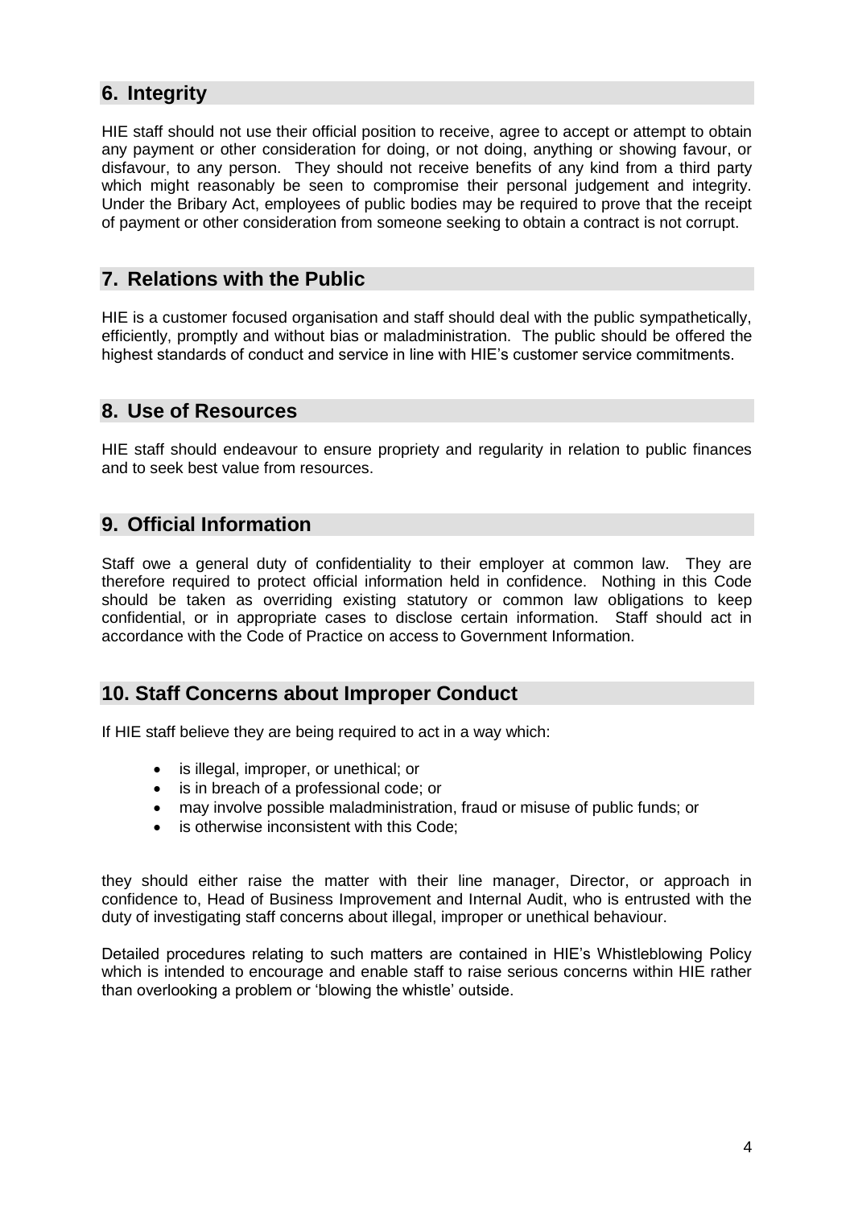## 6. Integrity

HIE staff should not use their official position to receive, agree to accept or attempt to obtain any payment or other consideration for doing, or not doing, anything or showing favour, or disfavour, to any person. They should not receive benefits of any kind from a third party which might reasonably be seen to compromise their personal judgement and integrity. Under the Bribary Act, employees of public bodies may be required to prove that the receipt of payment or other consideration from someone seeking to obtain a contract is not corrupt.

## 7. Relations with the Public

HIE is a customer focused organisation and staff should deal with the public sympathetically, efficiently, promptly and without bias or maladministration. The public should be offered the highest standards of conduct and service in line with HIE's customer service commitments.

## 8. Use of Resources

HIE staff should endeavour to ensure propriety and regularity in relation to public finances and to seek best value from resources.

## 9. Official Information

Staff owe a general duty of confidentiality to their employer at common law. They are therefore required to protect official information held in confidence. Nothing in this Code should be taken as overriding existing statutory or common law obligations to keep confidential, or in appropriate cases to disclose certain information. Staff should act in accordance with the Code of Practice on access to Government Information.

## 10. Staff Concerns about Improper Conduct

If HIE staff believe they are being required to act in a way which:

- is illegal, improper, or unethical; or
- is in breach of a professional code; or
- may involve possible maladministration, fraud or misuse of public funds; or
- is otherwise inconsistent with this Code;

they should either raise the matter with their line manager, Director, or approach in confidence to, Head of Business Improvement and Internal Audit, who is entrusted with the duty of investigating staff concerns about illegal, improper or unethical behaviour.

Detailed procedures relating to such matters are contained in HIE's Whistleblowing Policy which is intended to encourage and enable staff to raise serious concerns within HIE rather than overlooking a problem or 'blowing the whistle' outside.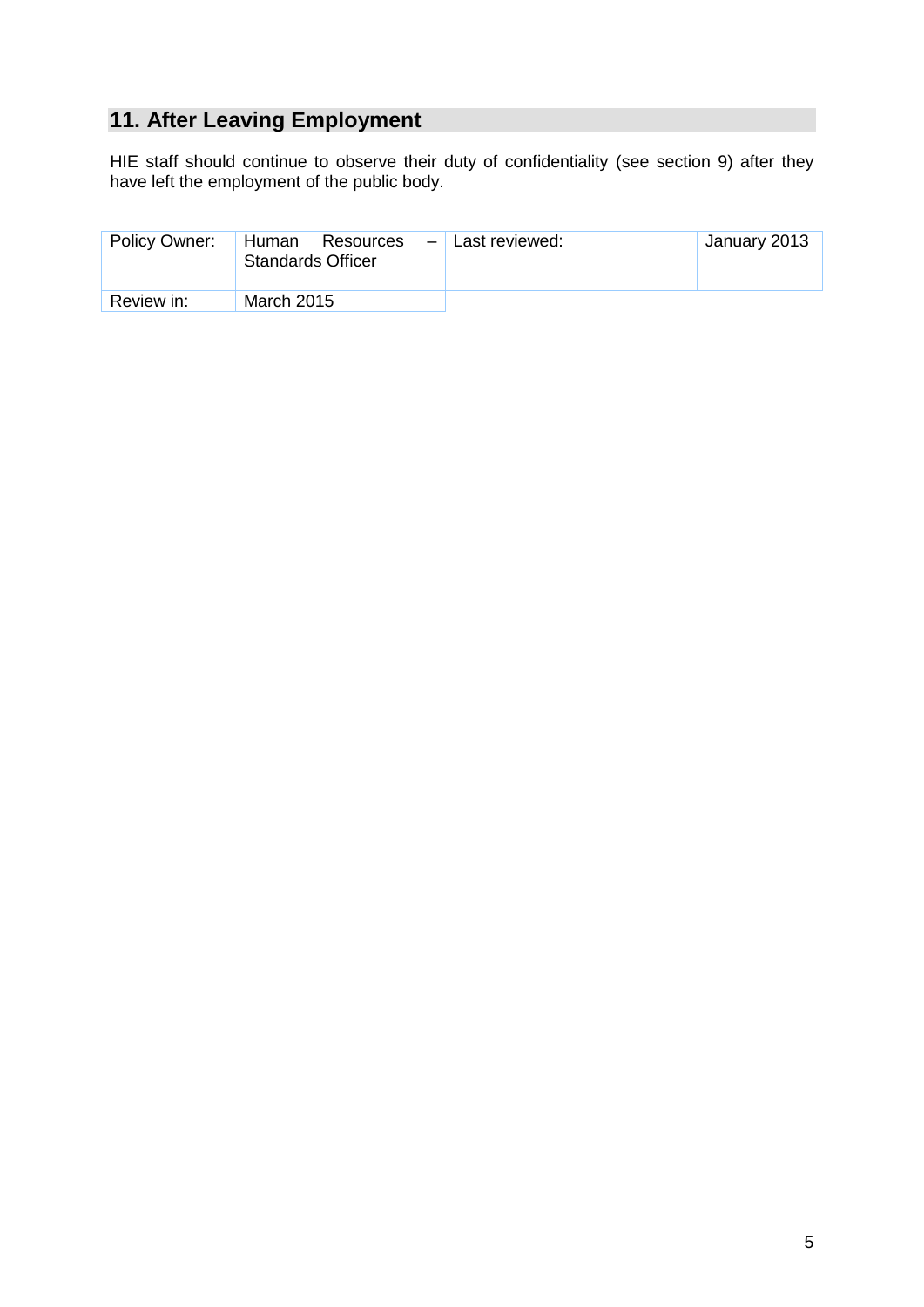## 11. After Leaving Employment

HIE staff should continue to observe their duty of confidentiality (see section 9) after they have left the employment of the public body.

| | | | |
|---|---|---|---|
| Policy Owner: | Human Resources – Standards Officer | Last reviewed: | January 2013 |
| Review in: | March 2015 | | |